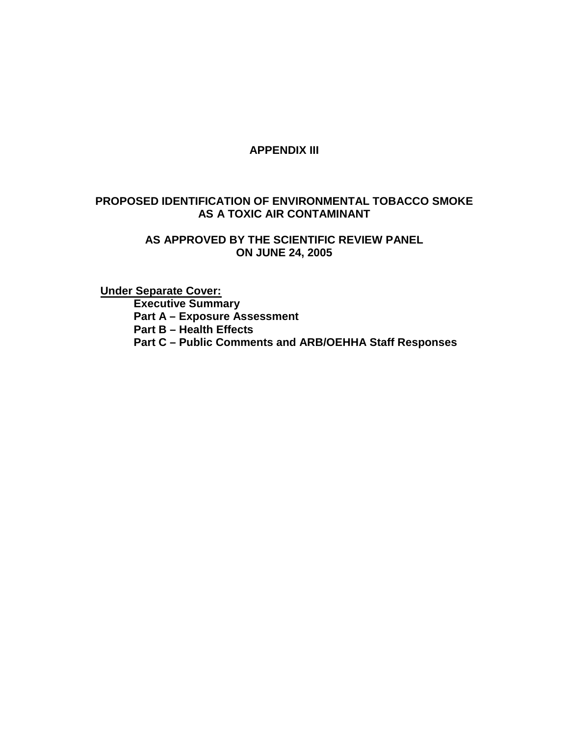# APPENDIX III

## PROPOSED IDENTIFICATION OF ENVIRONMENTAL TOBACCO SMOKE AS A TOXIC AIR CONTAMINANT

## AS APPROVED BY THE SCIENTIFIC REVIEW PANEL ON JUNE 24, 2005

**Under Separate Cover:**

- **Executive Summary**
- **Part A – Exposure Assessment**
- **Part B – Health Effects**
- **Part C – Public Comments and ARB/OEHHA Staff Responses**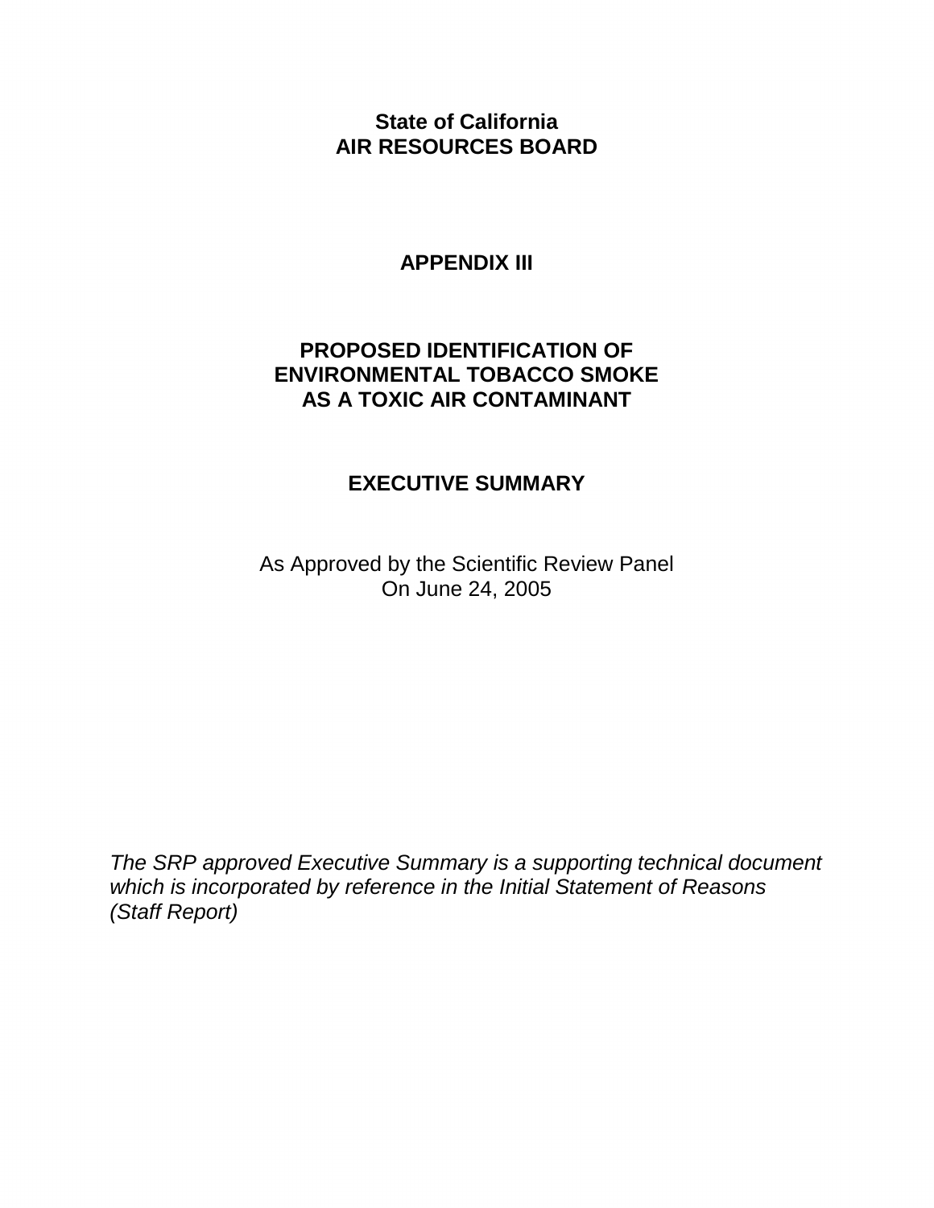**State of California**
**AIR RESOURCES BOARD**

# APPENDIX III

# PROPOSED IDENTIFICATION OF ENVIRONMENTAL TOBACCO SMOKE AS A TOXIC AIR CONTAMINANT

## EXECUTIVE SUMMARY

As Approved by the Scientific Review Panel
On June 24, 2005

*The SRP approved Executive Summary is a supporting technical document which is incorporated by reference in the Initial Statement of Reasons (Staff Report)*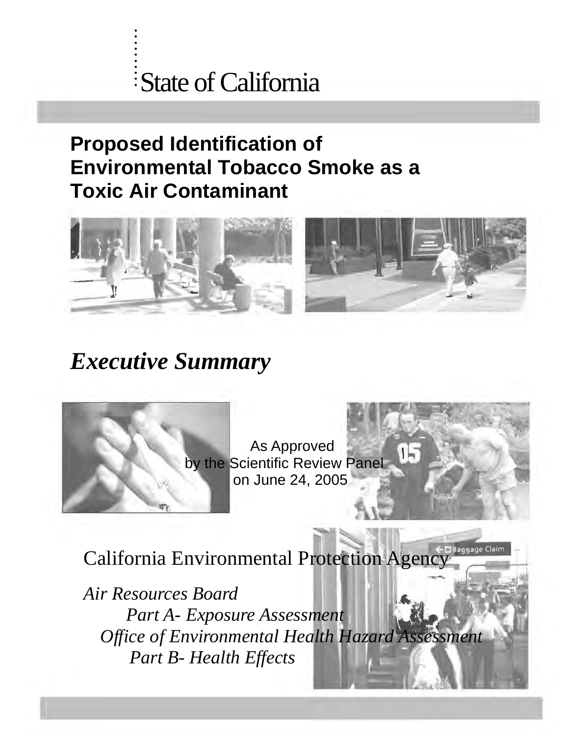State of California

# Proposed Identification of Environmental Tobacco Smoke as a Toxic Air Contaminant

## *Executive Summary*

As Approved
by the Scientific Review Panel
on June 24, 2005

California Environmental Protection Agency

*Air Resources Board*
*Part A- Exposure Assessment*
*Office of Environmental Health Hazard Assessment*
*Part B- Health Effects*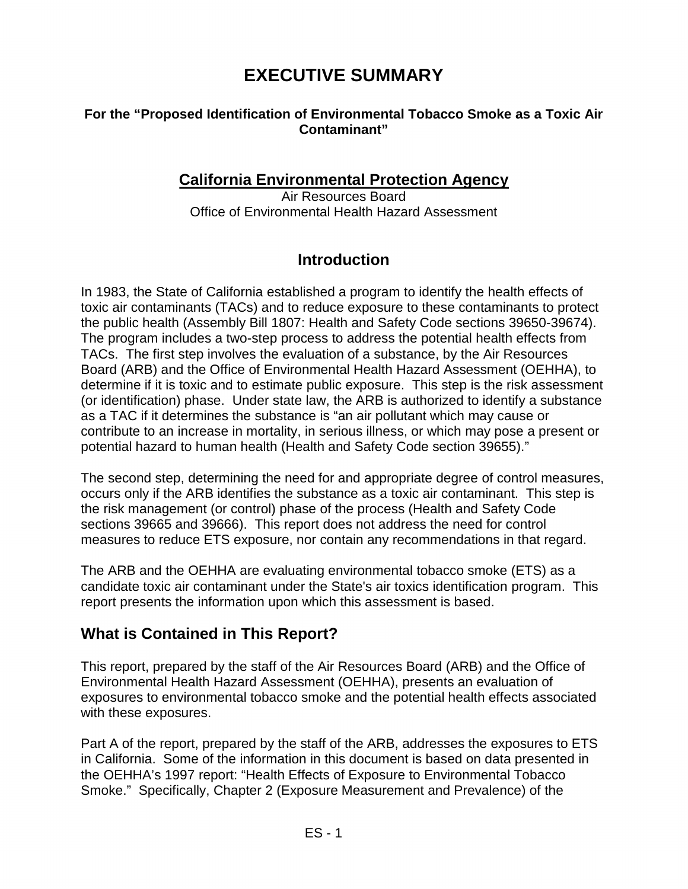# EXECUTIVE SUMMARY

**For the "Proposed Identification of Environmental Tobacco Smoke as a Toxic Air Contaminant"**

## California Environmental Protection Agency

Air Resources Board
Office of Environmental Health Hazard Assessment

## Introduction

In 1983, the State of California established a program to identify the health effects of toxic air contaminants (TACs) and to reduce exposure to these contaminants to protect the public health (Assembly Bill 1807: Health and Safety Code sections 39650-39674). The program includes a two-step process to address the potential health effects from TACs. The first step involves the evaluation of a substance, by the Air Resources Board (ARB) and the Office of Environmental Health Hazard Assessment (OEHHA), to determine if it is toxic and to estimate public exposure. This step is the risk assessment (or identification) phase. Under state law, the ARB is authorized to identify a substance as a TAC if it determines the substance is "an air pollutant which may cause or contribute to an increase in mortality, in serious illness, or which may pose a present or potential hazard to human health (Health and Safety Code section 39655)."

The second step, determining the need for and appropriate degree of control measures, occurs only if the ARB identifies the substance as a toxic air contaminant. This step is the risk management (or control) phase of the process (Health and Safety Code sections 39665 and 39666). This report does not address the need for control measures to reduce ETS exposure, nor contain any recommendations in that regard.

The ARB and the OEHHA are evaluating environmental tobacco smoke (ETS) as a candidate toxic air contaminant under the State's air toxics identification program. This report presents the information upon which this assessment is based.

## What is Contained in This Report?

This report, prepared by the staff of the Air Resources Board (ARB) and the Office of Environmental Health Hazard Assessment (OEHHA), presents an evaluation of exposures to environmental tobacco smoke and the potential health effects associated with these exposures.

Part A of the report, prepared by the staff of the ARB, addresses the exposures to ETS in California. Some of the information in this document is based on data presented in the OEHHA's 1997 report: "Health Effects of Exposure to Environmental Tobacco Smoke." Specifically, Chapter 2 (Exposure Measurement and Prevalence) of the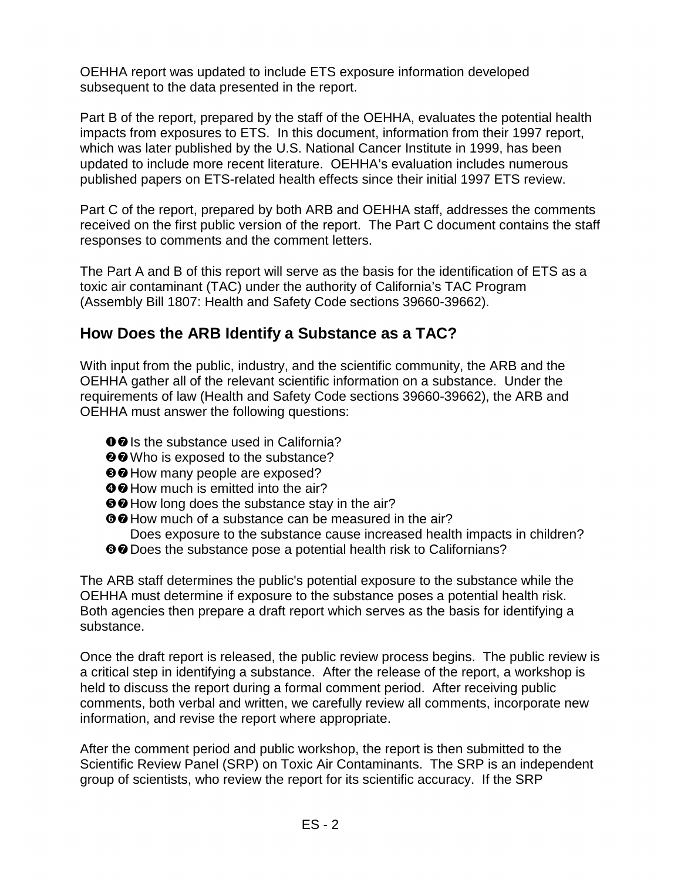OEHHA report was updated to include ETS exposure information developed subsequent to the data presented in the report.

Part B of the report, prepared by the staff of the OEHHA, evaluates the potential health impacts from exposures to ETS. In this document, information from their 1997 report, which was later published by the U.S. National Cancer Institute in 1999, has been updated to include more recent literature. OEHHA's evaluation includes numerous published papers on ETS-related health effects since their initial 1997 ETS review.

Part C of the report, prepared by both ARB and OEHHA staff, addresses the comments received on the first public version of the report. The Part C document contains the staff responses to comments and the comment letters.

The Part A and B of this report will serve as the basis for the identification of ETS as a toxic air contaminant (TAC) under the authority of California's TAC Program (Assembly Bill 1807: Health and Safety Code sections 39660-39662).

## How Does the ARB Identify a Substance as a TAC?

With input from the public, industry, and the scientific community, the ARB and the OEHHA gather all of the relevant scientific information on a substance. Under the requirements of law (Health and Safety Code sections 39660-39662), the ARB and OEHHA must answer the following questions:

- ❶❼ Is the substance used in California?
- ❷❼ Who is exposed to the substance?
- ❸❼ How many people are exposed?
- ❹❼ How much is emitted into the air?
- ❺❼ How long does the substance stay in the air?
- ❻❼ How much of a substance can be measured in the air?
  Does exposure to the substance cause increased health impacts in children?
- ❽❼ Does the substance pose a potential health risk to Californians?

The ARB staff determines the public's potential exposure to the substance while the OEHHA must determine if exposure to the substance poses a potential health risk. Both agencies then prepare a draft report which serves as the basis for identifying a substance.

Once the draft report is released, the public review process begins. The public review is a critical step in identifying a substance. After the release of the report, a workshop is held to discuss the report during a formal comment period. After receiving public comments, both verbal and written, we carefully review all comments, incorporate new information, and revise the report where appropriate.

After the comment period and public workshop, the report is then submitted to the Scientific Review Panel (SRP) on Toxic Air Contaminants. The SRP is an independent group of scientists, who review the report for its scientific accuracy. If the SRP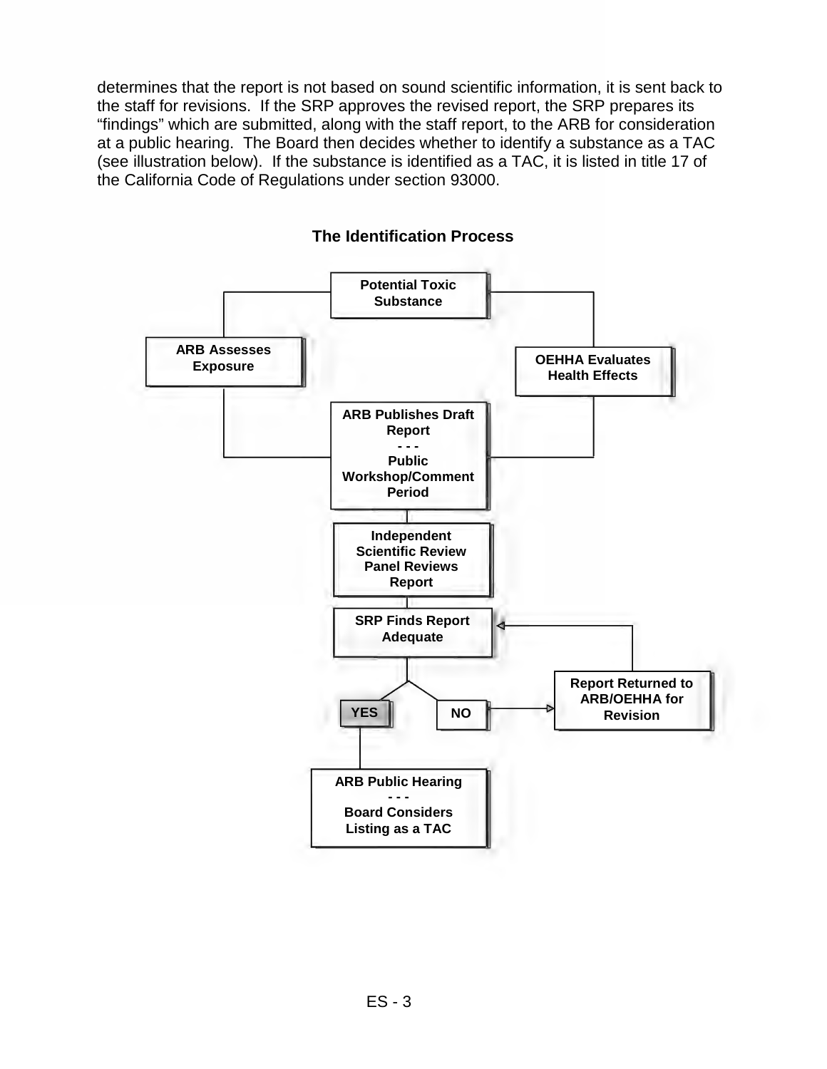determines that the report is not based on sound scientific information, it is sent back to the staff for revisions. If the SRP approves the revised report, the SRP prepares its “findings” which are submitted, along with the staff report, to the ARB for consideration at a public hearing. The Board then decides whether to identify a substance as a TAC (see illustration below). If the substance is identified as a TAC, it is listed in title 17 of the California Code of Regulations under section 93000.

**The Identification Process**

Potential Toxic Substance

ARB Assesses Exposure

OEHHA Evaluates Health Effects

ARB Publishes Draft Report
\- - -
Public Workshop/Comment Period

Independent Scientific Review Panel Reviews Report

SRP Finds Report Adequate

YES

NO

Report Returned to ARB/OEHHA for Revision

ARB Public Hearing
\- - -
Board Considers Listing as a TAC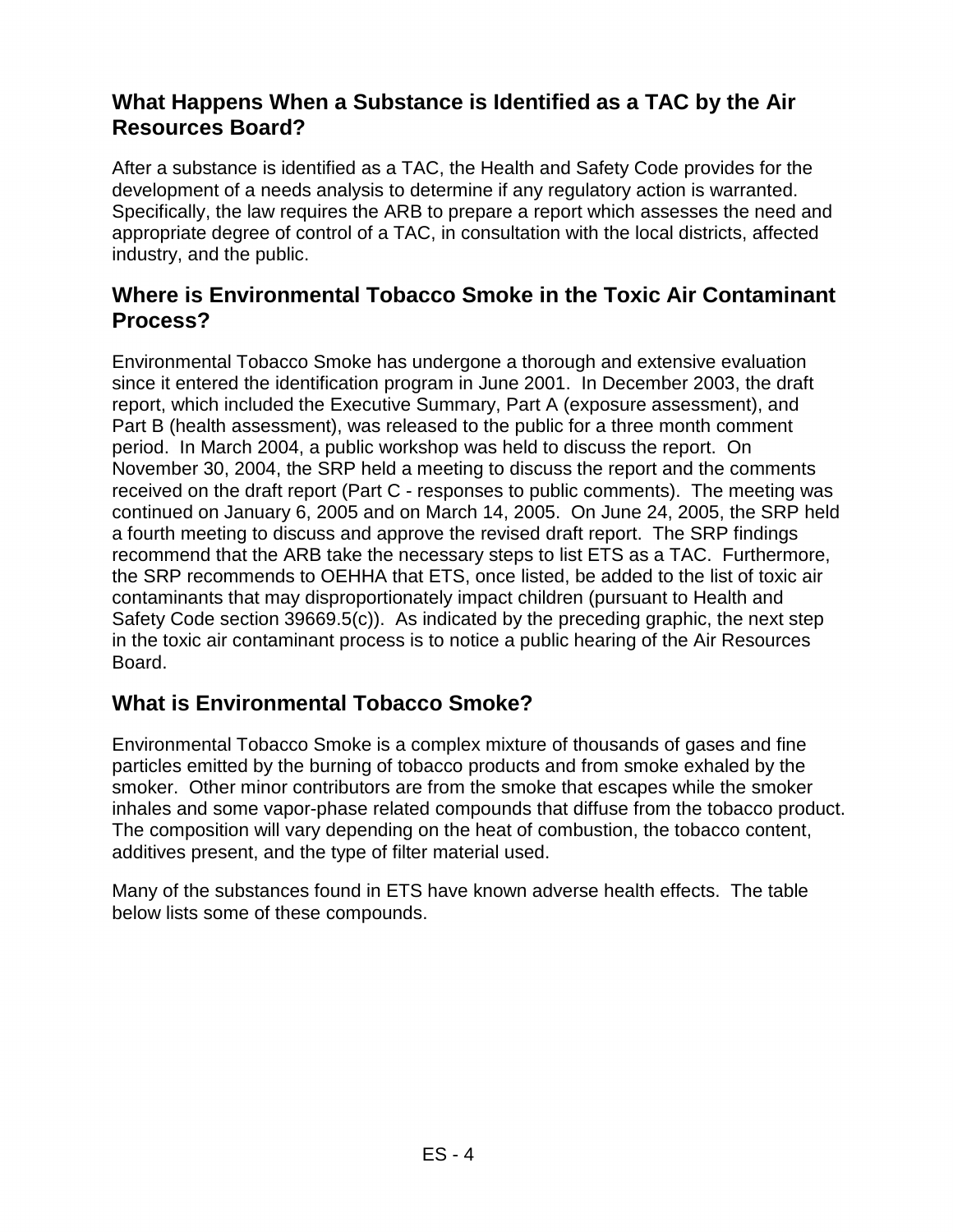## What Happens When a Substance is Identified as a TAC by the Air Resources Board?

After a substance is identified as a TAC, the Health and Safety Code provides for the development of a needs analysis to determine if any regulatory action is warranted. Specifically, the law requires the ARB to prepare a report which assesses the need and appropriate degree of control of a TAC, in consultation with the local districts, affected industry, and the public.

## Where is Environmental Tobacco Smoke in the Toxic Air Contaminant Process?

Environmental Tobacco Smoke has undergone a thorough and extensive evaluation since it entered the identification program in June 2001. In December 2003, the draft report, which included the Executive Summary, Part A (exposure assessment), and Part B (health assessment), was released to the public for a three month comment period. In March 2004, a public workshop was held to discuss the report. On November 30, 2004, the SRP held a meeting to discuss the report and the comments received on the draft report (Part C - responses to public comments). The meeting was continued on January 6, 2005 and on March 14, 2005. On June 24, 2005, the SRP held a fourth meeting to discuss and approve the revised draft report. The SRP findings recommend that the ARB take the necessary steps to list ETS as a TAC. Furthermore, the SRP recommends to OEHHA that ETS, once listed, be added to the list of toxic air contaminants that may disproportionately impact children (pursuant to Health and Safety Code section 39669.5(c)). As indicated by the preceding graphic, the next step in the toxic air contaminant process is to notice a public hearing of the Air Resources Board.

## What is Environmental Tobacco Smoke?

Environmental Tobacco Smoke is a complex mixture of thousands of gases and fine particles emitted by the burning of tobacco products and from smoke exhaled by the smoker. Other minor contributors are from the smoke that escapes while the smoker inhales and some vapor-phase related compounds that diffuse from the tobacco product. The composition will vary depending on the heat of combustion, the tobacco content, additives present, and the type of filter material used.

Many of the substances found in ETS have known adverse health effects. The table below lists some of these compounds.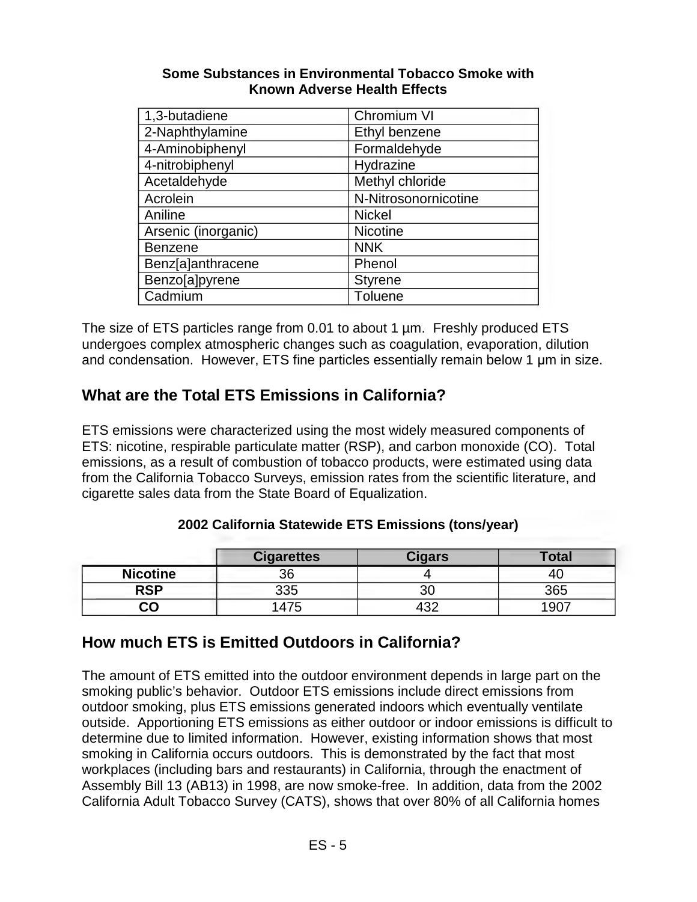**Some Substances in Environmental Tobacco Smoke with Known Adverse Health Effects**

| | |
|---|---|
| 1,3-butadiene | Chromium VI |
| 2-Naphthylamine | Ethyl benzene |
| 4-Aminobiphenyl | Formaldehyde |
| 4-nitrobiphenyl | Hydrazine |
| Acetaldehyde | Methyl chloride |
| Acrolein | N-Nitrosonornicotine |
| Aniline | Nickel |
| Arsenic (inorganic) | Nicotine |
| Benzene | NNK |
| Benz[a]anthracene | Phenol |
| Benzo[a]pyrene | Styrene |
| Cadmium | Toluene |

The size of ETS particles range from 0.01 to about 1 µm. Freshly produced ETS undergoes complex atmospheric changes such as coagulation, evaporation, dilution and condensation. However, ETS fine particles essentially remain below 1 µm in size.

## What are the Total ETS Emissions in California?

ETS emissions were characterized using the most widely measured components of ETS: nicotine, respirable particulate matter (RSP), and carbon monoxide (CO). Total emissions, as a result of combustion of tobacco products, were estimated using data from the California Tobacco Surveys, emission rates from the scientific literature, and cigarette sales data from the State Board of Equalization.

**2002 California Statewide ETS Emissions (tons/year)**

| | Cigarettes | Cigars | Total |
|---|---|---|---|
| **Nicotine** | 36 | 4 | 40 |
| **RSP** | 335 | 30 | 365 |
| **CO** | 1475 | 432 | 1907 |

## How much ETS is Emitted Outdoors in California?

The amount of ETS emitted into the outdoor environment depends in large part on the smoking public's behavior. Outdoor ETS emissions include direct emissions from outdoor smoking, plus ETS emissions generated indoors which eventually ventilate outside. Apportioning ETS emissions as either outdoor or indoor emissions is difficult to determine due to limited information. However, existing information shows that most smoking in California occurs outdoors. This is demonstrated by the fact that most workplaces (including bars and restaurants) in California, through the enactment of Assembly Bill 13 (AB13) in 1998, are now smoke-free. In addition, data from the 2002 California Adult Tobacco Survey (CATS), shows that over 80% of all California homes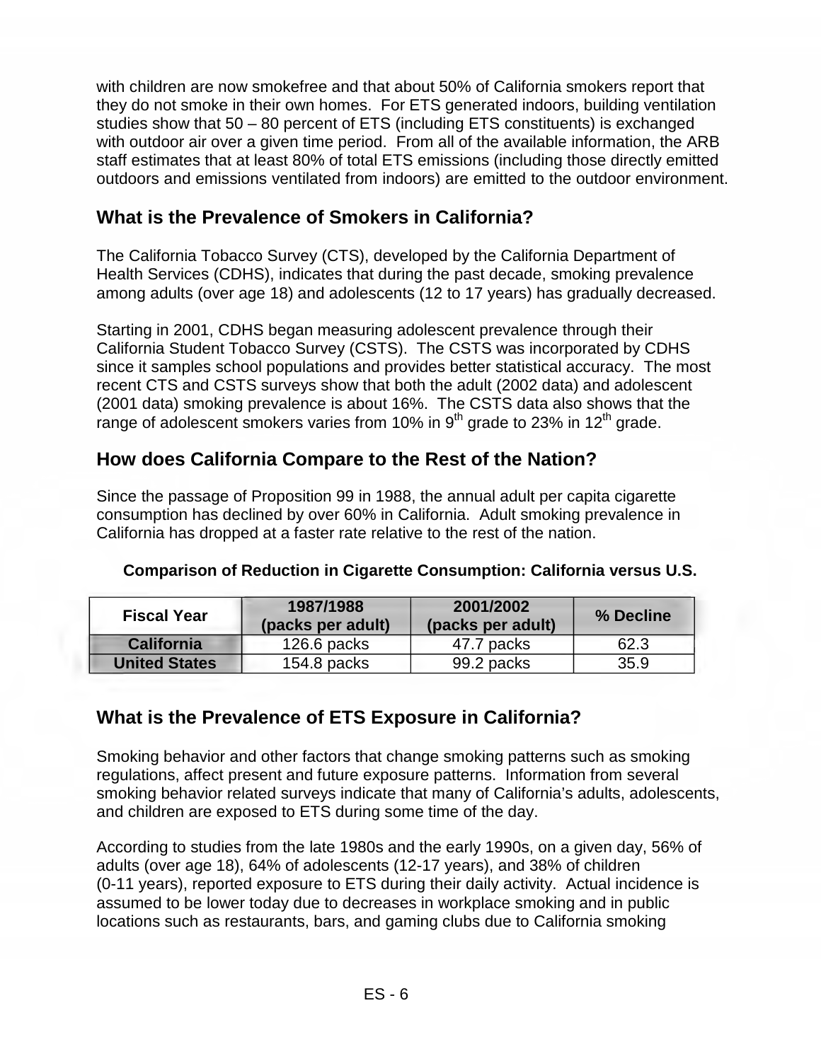with children are now smokefree and that about 50% of California smokers report that they do not smoke in their own homes. For ETS generated indoors, building ventilation studies show that 50 – 80 percent of ETS (including ETS constituents) is exchanged with outdoor air over a given time period. From all of the available information, the ARB staff estimates that at least 80% of total ETS emissions (including those directly emitted outdoors and emissions ventilated from indoors) are emitted to the outdoor environment.

## What is the Prevalence of Smokers in California?

The California Tobacco Survey (CTS), developed by the California Department of Health Services (CDHS), indicates that during the past decade, smoking prevalence among adults (over age 18) and adolescents (12 to 17 years) has gradually decreased.

Starting in 2001, CDHS began measuring adolescent prevalence through their California Student Tobacco Survey (CSTS). The CSTS was incorporated by CDHS since it samples school populations and provides better statistical accuracy. The most recent CTS and CSTS surveys show that both the adult (2002 data) and adolescent (2001 data) smoking prevalence is about 16%. The CSTS data also shows that the range of adolescent smokers varies from 10% in 9$^{th}$ grade to 23% in 12$^{th}$ grade.

## How does California Compare to the Rest of the Nation?

Since the passage of Proposition 99 in 1988, the annual adult per capita cigarette consumption has declined by over 60% in California. Adult smoking prevalence in California has dropped at a faster rate relative to the rest of the nation.

**Comparison of Reduction in Cigarette Consumption: California versus U.S.**

| Fiscal Year | 1987/1988 (packs per adult) | 2001/2002 (packs per adult) | % Decline |
|---|---|---|---|
| **California** | 126.6 packs | 47.7 packs | 62.3 |
| **United States** | 154.8 packs | 99.2 packs | 35.9 |

## What is the Prevalence of ETS Exposure in California?

Smoking behavior and other factors that change smoking patterns such as smoking regulations, affect present and future exposure patterns. Information from several smoking behavior related surveys indicate that many of California's adults, adolescents, and children are exposed to ETS during some time of the day.

According to studies from the late 1980s and the early 1990s, on a given day, 56% of adults (over age 18), 64% of adolescents (12-17 years), and 38% of children (0-11 years), reported exposure to ETS during their daily activity. Actual incidence is assumed to be lower today due to decreases in workplace smoking and in public locations such as restaurants, bars, and gaming clubs due to California smoking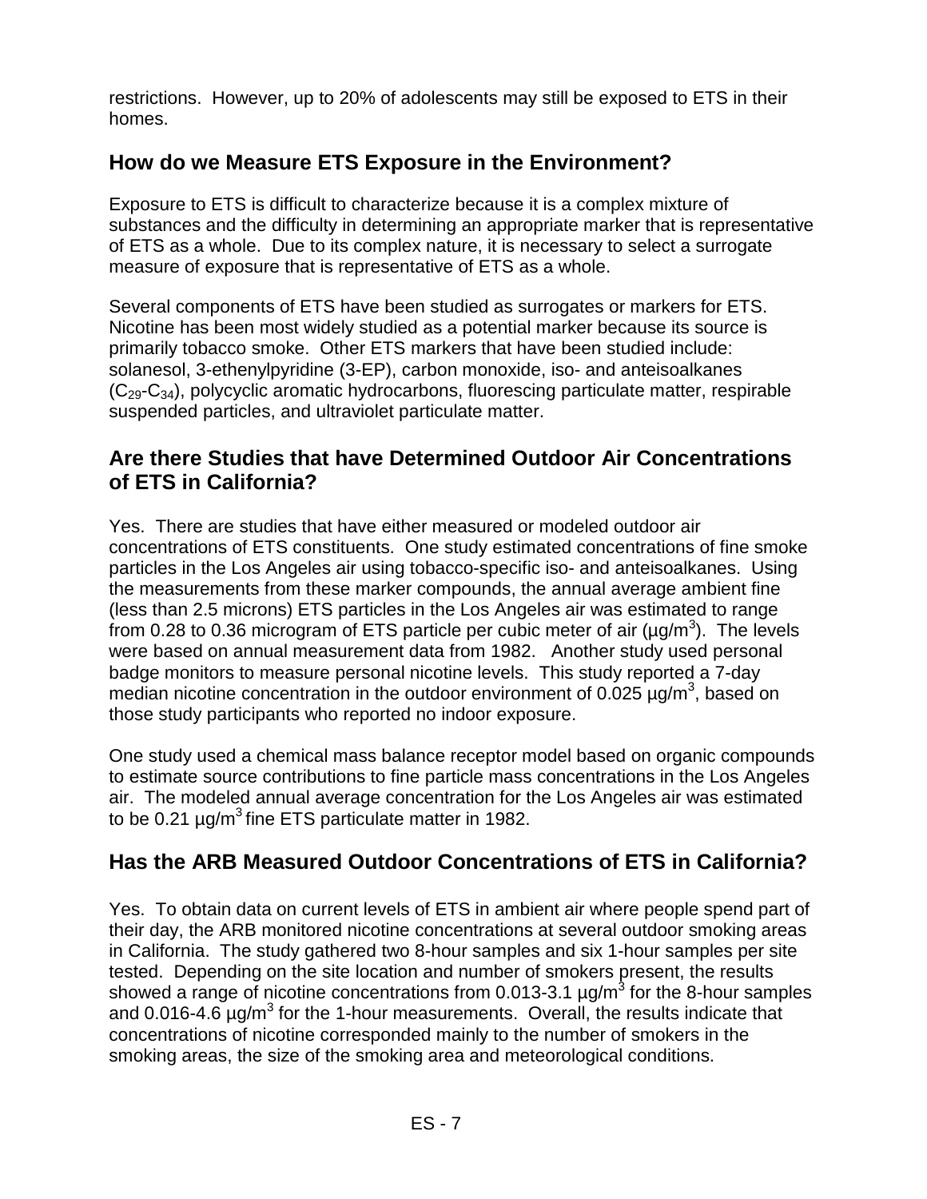restrictions. However, up to 20% of adolescents may still be exposed to ETS in their homes.

## How do we Measure ETS Exposure in the Environment?

Exposure to ETS is difficult to characterize because it is a complex mixture of substances and the difficulty in determining an appropriate marker that is representative of ETS as a whole. Due to its complex nature, it is necessary to select a surrogate measure of exposure that is representative of ETS as a whole.

Several components of ETS have been studied as surrogates or markers for ETS. Nicotine has been most widely studied as a potential marker because its source is primarily tobacco smoke. Other ETS markers that have been studied include: solanesol, 3-ethenylpyridine (3-EP), carbon monoxide, iso- and anteisoalkanes ($C_{29}$-$C_{34}$), polycyclic aromatic hydrocarbons, fluorescing particulate matter, respirable suspended particles, and ultraviolet particulate matter.

## Are there Studies that have Determined Outdoor Air Concentrations of ETS in California?

Yes. There are studies that have either measured or modeled outdoor air concentrations of ETS constituents. One study estimated concentrations of fine smoke particles in the Los Angeles air using tobacco-specific iso- and anteisoalkanes. Using the measurements from these marker compounds, the annual average ambient fine (less than 2.5 microns) ETS particles in the Los Angeles air was estimated to range from 0.28 to 0.36 microgram of ETS particle per cubic meter of air (µg/$m^3$). The levels were based on annual measurement data from 1982. Another study used personal badge monitors to measure personal nicotine levels. This study reported a 7-day median nicotine concentration in the outdoor environment of 0.025 µg/$m^3$, based on those study participants who reported no indoor exposure.

One study used a chemical mass balance receptor model based on organic compounds to estimate source contributions to fine particle mass concentrations in the Los Angeles air. The modeled annual average concentration for the Los Angeles air was estimated to be 0.21 µg/$m^3$ fine ETS particulate matter in 1982.

## Has the ARB Measured Outdoor Concentrations of ETS in California?

Yes. To obtain data on current levels of ETS in ambient air where people spend part of their day, the ARB monitored nicotine concentrations at several outdoor smoking areas in California. The study gathered two 8-hour samples and six 1-hour samples per site tested. Depending on the site location and number of smokers present, the results showed a range of nicotine concentrations from 0.013-3.1 µg/$m^3$ for the 8-hour samples and 0.016-4.6 µg/$m^3$ for the 1-hour measurements. Overall, the results indicate that concentrations of nicotine corresponded mainly to the number of smokers in the smoking areas, the size of the smoking area and meteorological conditions.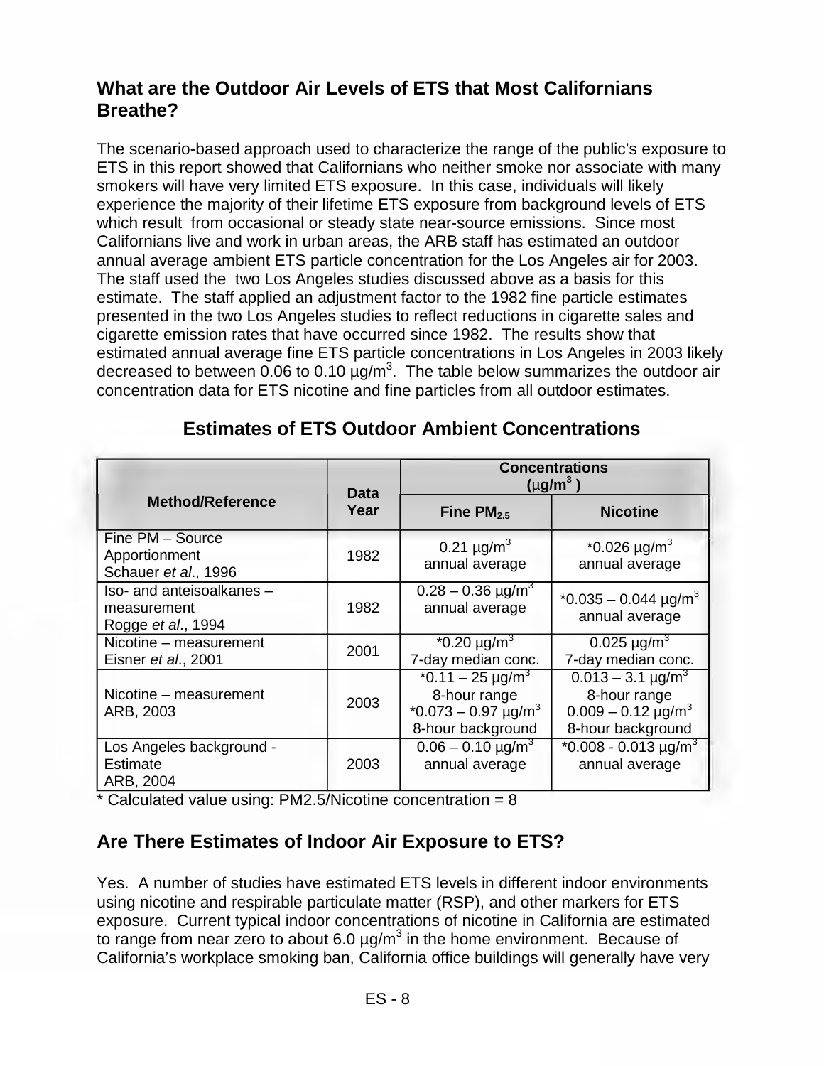## What are the Outdoor Air Levels of ETS that Most Californians Breathe?

The scenario-based approach used to characterize the range of the public's exposure to ETS in this report showed that Californians who neither smoke nor associate with many smokers will have very limited ETS exposure. In this case, individuals will likely experience the majority of their lifetime ETS exposure from background levels of ETS which result from occasional or steady state near-source emissions. Since most Californians live and work in urban areas, the ARB staff has estimated an outdoor annual average ambient ETS particle concentration for the Los Angeles air for 2003. The staff used the two Los Angeles studies discussed above as a basis for this estimate. The staff applied an adjustment factor to the 1982 fine particle estimates presented in the two Los Angeles studies to reflect reductions in cigarette sales and cigarette emission rates that have occurred since 1982. The results show that estimated annual average fine ETS particle concentrations in Los Angeles in 2003 likely decreased to between 0.06 to 0.10 µg/$m^3$. The table below summarizes the outdoor air concentration data for ETS nicotine and fine particles from all outdoor estimates.

### Estimates of ETS Outdoor Ambient Concentrations

| Method/Reference | Data Year | Concentrations (µg/$m^3$) | |
|---|---|---|---|
| | | Fine $PM_{2.5}$ | Nicotine |
| Fine PM – Source Apportionment Schauer *et al*., 1996 | 1982 | 0.21 µg/$m^3$ annual average | *0.026 µg/$m^3$ annual average |
| Iso- and anteisoalkanes – measurement Rogge *et al*., 1994 | 1982 | 0.28 – 0.36 µg/$m^3$ annual average | *0.035 – 0.044 µg/$m^3$ annual average |
| Nicotine – measurement Eisner *et al*., 2001 | 2001 | *0.20 µg/$m^3$ 7-day median conc. | 0.025 µg/$m^3$ 7-day median conc. |
| Nicotine – measurement ARB, 2003 | 2003 | *0.11 – 25 µg/$m^3$ 8-hour range *0.073 – 0.97 µg/$m^3$ 8-hour background | 0.013 – 3.1 µg/$m^3$ 8-hour range 0.009 – 0.12 µg/$m^3$ 8-hour background |
| Los Angeles background - Estimate ARB, 2004 | 2003 | 0.06 – 0.10 µg/$m^3$ annual average | *0.008 - 0.013 µg/$m^3$ annual average |

* Calculated value using: PM2.5/Nicotine concentration = 8

## Are There Estimates of Indoor Air Exposure to ETS?

Yes. A number of studies have estimated ETS levels in different indoor environments using nicotine and respirable particulate matter (RSP), and other markers for ETS exposure. Current typical indoor concentrations of nicotine in California are estimated to range from near zero to about 6.0 µg/$m^3$ in the home environment. Because of California's workplace smoking ban, California office buildings will generally have very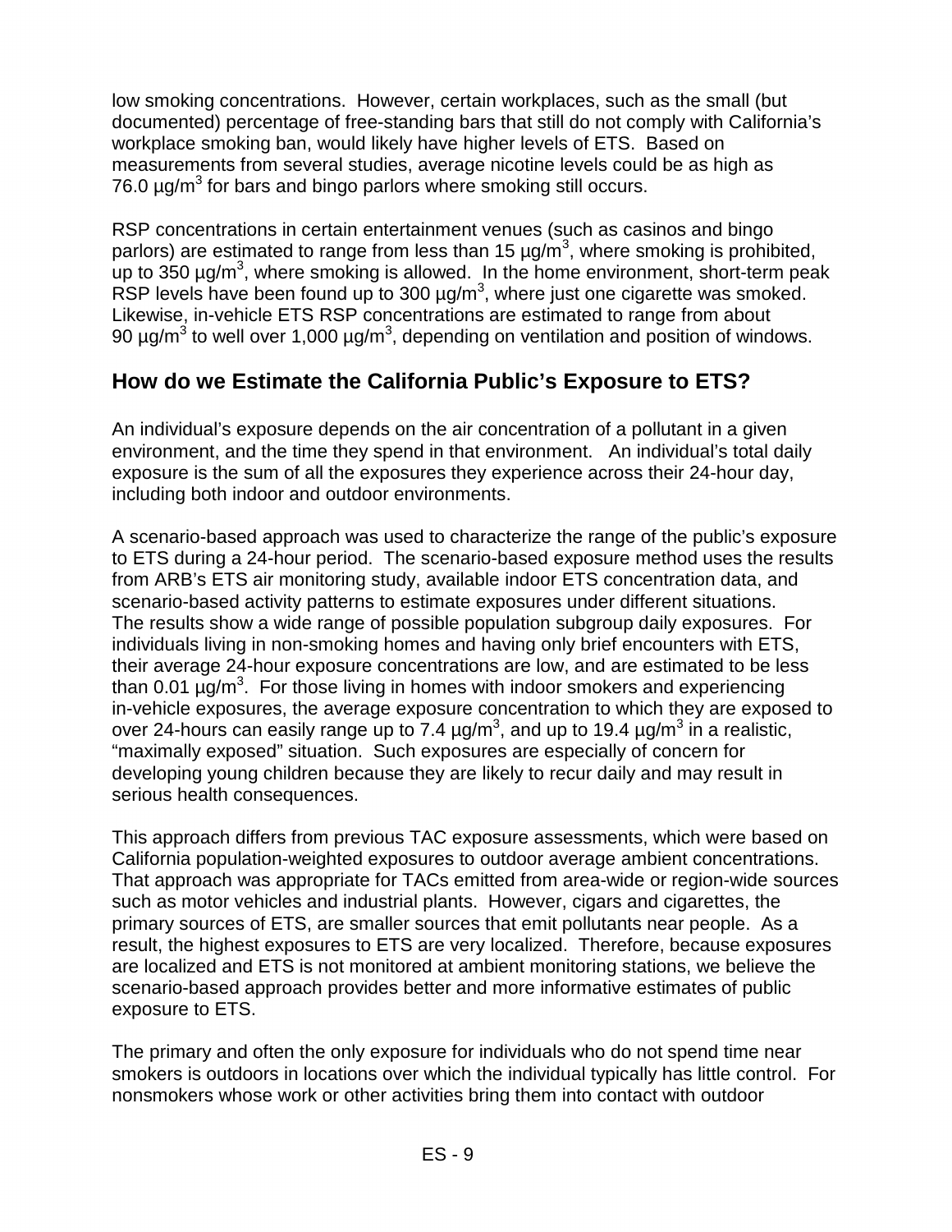low smoking concentrations. However, certain workplaces, such as the small (but documented) percentage of free-standing bars that still do not comply with California's workplace smoking ban, would likely have higher levels of ETS. Based on measurements from several studies, average nicotine levels could be as high as 76.0 µg/m$^3$ for bars and bingo parlors where smoking still occurs.

RSP concentrations in certain entertainment venues (such as casinos and bingo parlors) are estimated to range from less than 15 µg/m$^3$, where smoking is prohibited, up to 350 µg/m$^3$, where smoking is allowed. In the home environment, short-term peak RSP levels have been found up to 300 µg/m$^3$, where just one cigarette was smoked. Likewise, in-vehicle ETS RSP concentrations are estimated to range from about 90 µg/m$^3$ to well over 1,000 µg/m$^3$, depending on ventilation and position of windows.

## How do we Estimate the California Public's Exposure to ETS?

An individual's exposure depends on the air concentration of a pollutant in a given environment, and the time they spend in that environment. An individual's total daily exposure is the sum of all the exposures they experience across their 24-hour day, including both indoor and outdoor environments.

A scenario-based approach was used to characterize the range of the public's exposure to ETS during a 24-hour period. The scenario-based exposure method uses the results from ARB's ETS air monitoring study, available indoor ETS concentration data, and scenario-based activity patterns to estimate exposures under different situations. The results show a wide range of possible population subgroup daily exposures. For individuals living in non-smoking homes and having only brief encounters with ETS, their average 24-hour exposure concentrations are low, and are estimated to be less than 0.01 µg/m$^3$. For those living in homes with indoor smokers and experiencing in-vehicle exposures, the average exposure concentration to which they are exposed to over 24-hours can easily range up to 7.4 µg/m$^3$, and up to 19.4 µg/m$^3$ in a realistic, "maximally exposed" situation. Such exposures are especially of concern for developing young children because they are likely to recur daily and may result in serious health consequences.

This approach differs from previous TAC exposure assessments, which were based on California population-weighted exposures to outdoor average ambient concentrations. That approach was appropriate for TACs emitted from area-wide or region-wide sources such as motor vehicles and industrial plants. However, cigars and cigarettes, the primary sources of ETS, are smaller sources that emit pollutants near people. As a result, the highest exposures to ETS are very localized. Therefore, because exposures are localized and ETS is not monitored at ambient monitoring stations, we believe the scenario-based approach provides better and more informative estimates of public exposure to ETS.

The primary and often the only exposure for individuals who do not spend time near smokers is outdoors in locations over which the individual typically has little control. For nonsmokers whose work or other activities bring them into contact with outdoor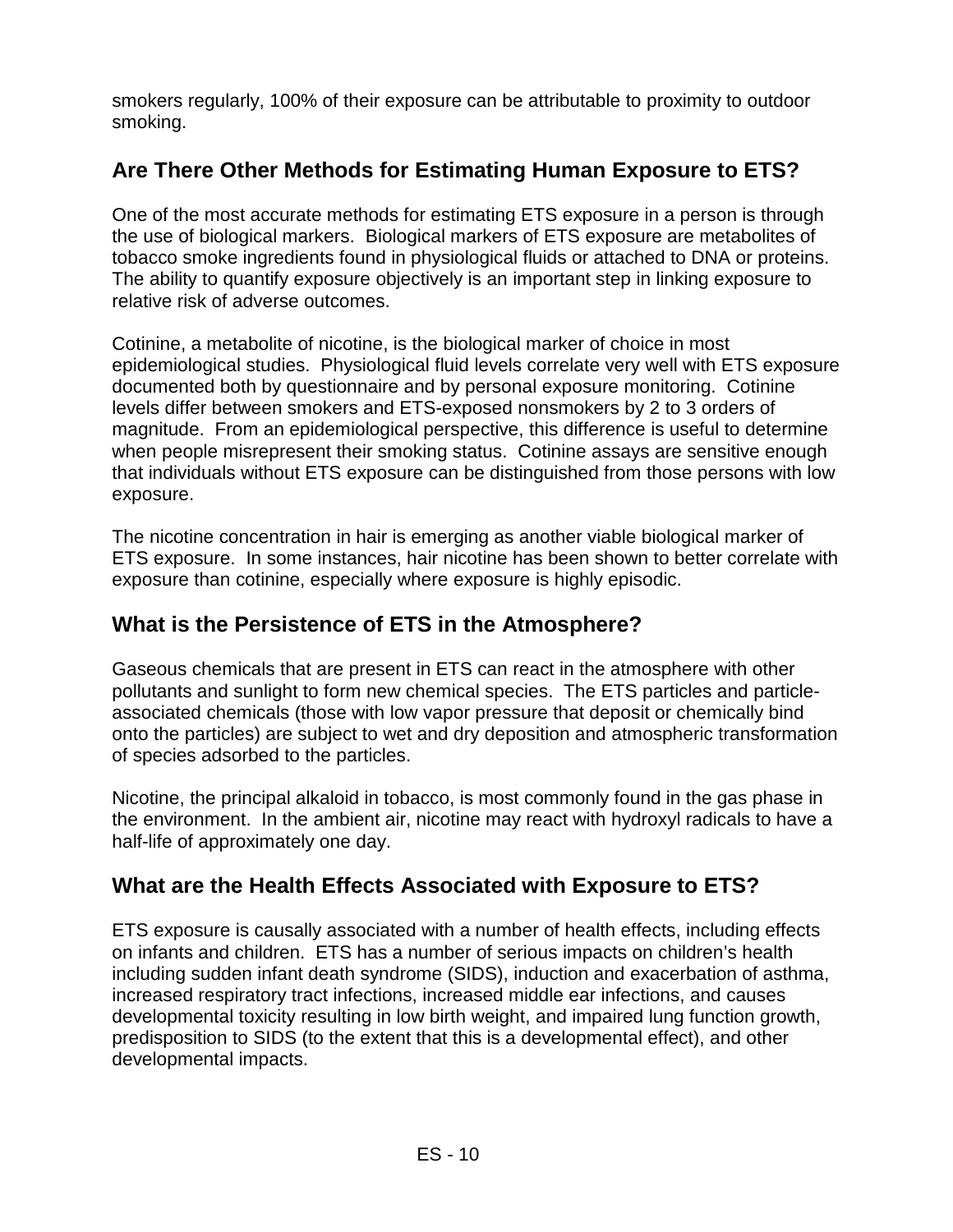smokers regularly, 100% of their exposure can be attributable to proximity to outdoor smoking.

## Are There Other Methods for Estimating Human Exposure to ETS?

One of the most accurate methods for estimating ETS exposure in a person is through the use of biological markers. Biological markers of ETS exposure are metabolites of tobacco smoke ingredients found in physiological fluids or attached to DNA or proteins. The ability to quantify exposure objectively is an important step in linking exposure to relative risk of adverse outcomes.

Cotinine, a metabolite of nicotine, is the biological marker of choice in most epidemiological studies. Physiological fluid levels correlate very well with ETS exposure documented both by questionnaire and by personal exposure monitoring. Cotinine levels differ between smokers and ETS-exposed nonsmokers by 2 to 3 orders of magnitude. From an epidemiological perspective, this difference is useful to determine when people misrepresent their smoking status. Cotinine assays are sensitive enough that individuals without ETS exposure can be distinguished from those persons with low exposure.

The nicotine concentration in hair is emerging as another viable biological marker of ETS exposure. In some instances, hair nicotine has been shown to better correlate with exposure than cotinine, especially where exposure is highly episodic.

## What is the Persistence of ETS in the Atmosphere?

Gaseous chemicals that are present in ETS can react in the atmosphere with other pollutants and sunlight to form new chemical species. The ETS particles and particle-associated chemicals (those with low vapor pressure that deposit or chemically bind onto the particles) are subject to wet and dry deposition and atmospheric transformation of species adsorbed to the particles.

Nicotine, the principal alkaloid in tobacco, is most commonly found in the gas phase in the environment. In the ambient air, nicotine may react with hydroxyl radicals to have a half-life of approximately one day.

## What are the Health Effects Associated with Exposure to ETS?

ETS exposure is causally associated with a number of health effects, including effects on infants and children. ETS has a number of serious impacts on children's health including sudden infant death syndrome (SIDS), induction and exacerbation of asthma, increased respiratory tract infections, increased middle ear infections, and causes developmental toxicity resulting in low birth weight, and impaired lung function growth, predisposition to SIDS (to the extent that this is a developmental effect), and other developmental impacts.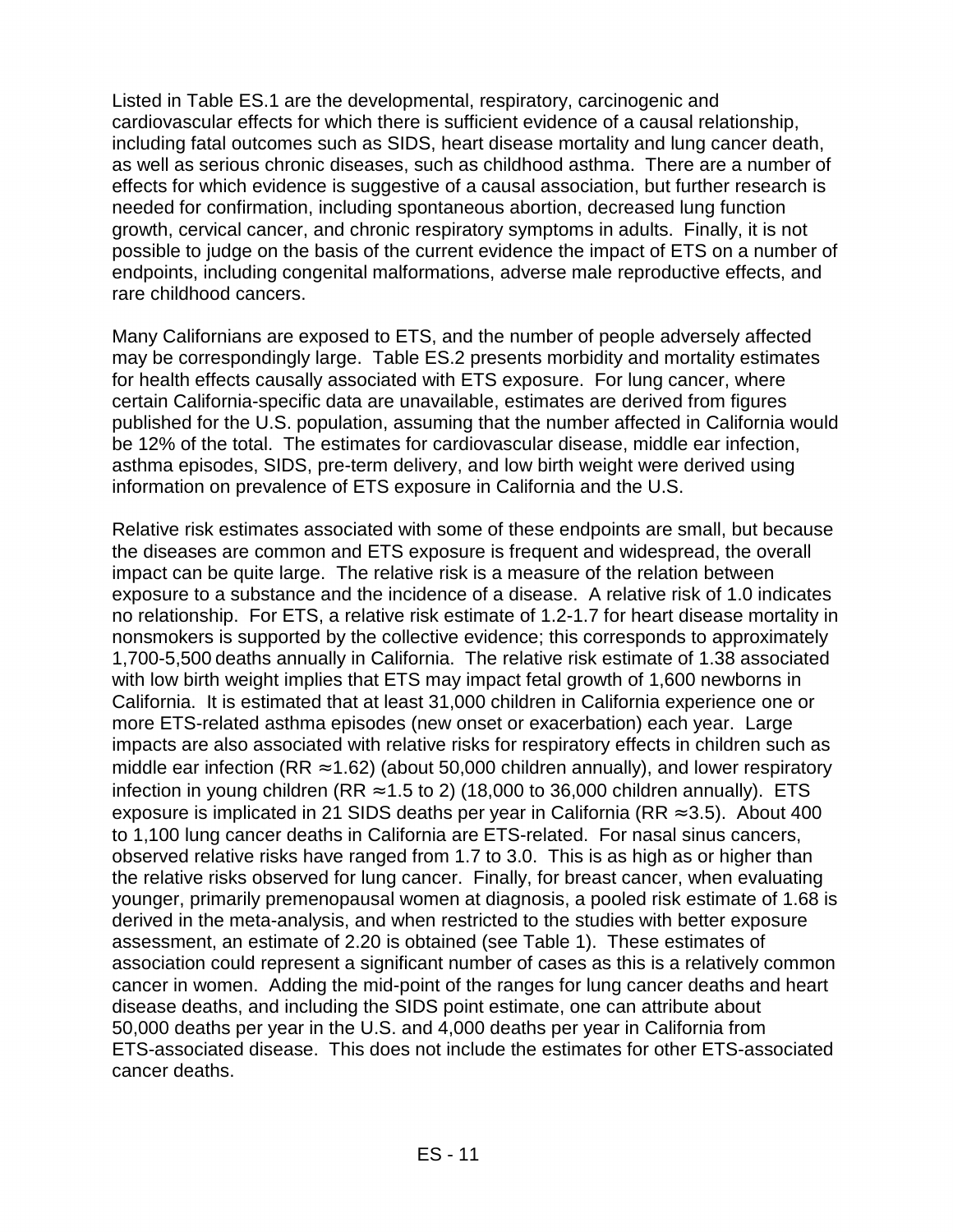Listed in Table ES.1 are the developmental, respiratory, carcinogenic and cardiovascular effects for which there is sufficient evidence of a causal relationship, including fatal outcomes such as SIDS, heart disease mortality and lung cancer death, as well as serious chronic diseases, such as childhood asthma. There are a number of effects for which evidence is suggestive of a causal association, but further research is needed for confirmation, including spontaneous abortion, decreased lung function growth, cervical cancer, and chronic respiratory symptoms in adults. Finally, it is not possible to judge on the basis of the current evidence the impact of ETS on a number of endpoints, including congenital malformations, adverse male reproductive effects, and rare childhood cancers.

Many Californians are exposed to ETS, and the number of people adversely affected may be correspondingly large. Table ES.2 presents morbidity and mortality estimates for health effects causally associated with ETS exposure. For lung cancer, where certain California-specific data are unavailable, estimates are derived from figures published for the U.S. population, assuming that the number affected in California would be 12% of the total. The estimates for cardiovascular disease, middle ear infection, asthma episodes, SIDS, pre-term delivery, and low birth weight were derived using information on prevalence of ETS exposure in California and the U.S.

Relative risk estimates associated with some of these endpoints are small, but because the diseases are common and ETS exposure is frequent and widespread, the overall impact can be quite large. The relative risk is a measure of the relation between exposure to a substance and the incidence of a disease. A relative risk of 1.0 indicates no relationship. For ETS, a relative risk estimate of 1.2-1.7 for heart disease mortality in nonsmokers is supported by the collective evidence; this corresponds to approximately 1,700-5,500 deaths annually in California. The relative risk estimate of 1.38 associated with low birth weight implies that ETS may impact fetal growth of 1,600 newborns in California. It is estimated that at least 31,000 children in California experience one or more ETS-related asthma episodes (new onset or exacerbation) each year. Large impacts are also associated with relative risks for respiratory effects in children such as middle ear infection (RR $\approx$1.62) (about 50,000 children annually), and lower respiratory infection in young children (RR $\approx$1.5 to 2) (18,000 to 36,000 children annually). ETS exposure is implicated in 21 SIDS deaths per year in California (RR $\approx$3.5). About 400 to 1,100 lung cancer deaths in California are ETS-related. For nasal sinus cancers, observed relative risks have ranged from 1.7 to 3.0. This is as high as or higher than the relative risks observed for lung cancer. Finally, for breast cancer, when evaluating younger, primarily premenopausal women at diagnosis, a pooled risk estimate of 1.68 is derived in the meta-analysis, and when restricted to the studies with better exposure assessment, an estimate of 2.20 is obtained (see Table 1). These estimates of association could represent a significant number of cases as this is a relatively common cancer in women. Adding the mid-point of the ranges for lung cancer deaths and heart disease deaths, and including the SIDS point estimate, one can attribute about 50,000 deaths per year in the U.S. and 4,000 deaths per year in California from ETS-associated disease. This does not include the estimates for other ETS-associated cancer deaths.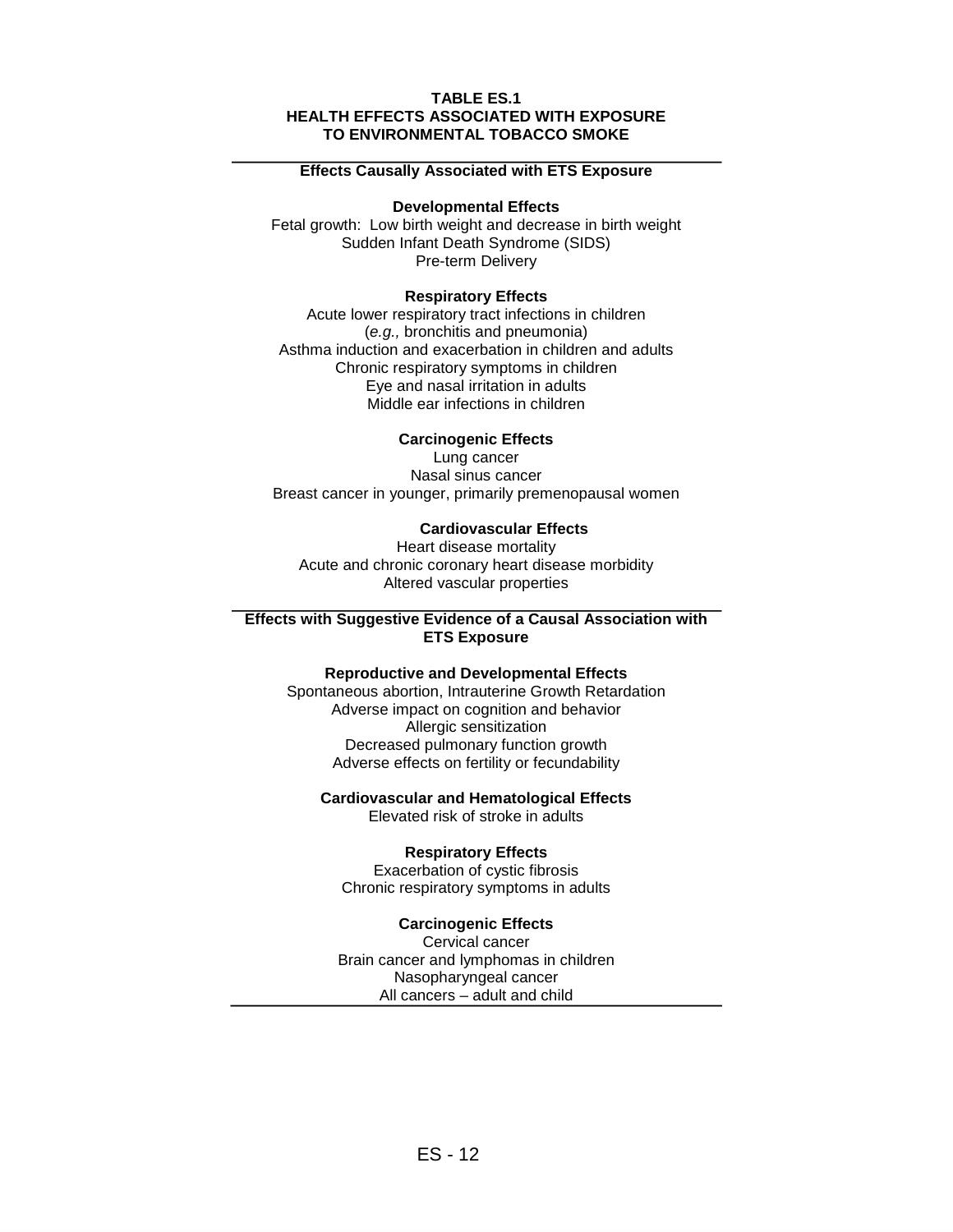**TABLE ES.1**
**HEALTH EFFECTS ASSOCIATED WITH EXPOSURE TO ENVIRONMENTAL TOBACCO SMOKE**

---

**Effects Causally Associated with ETS Exposure**

**Developmental Effects**

Fetal growth: Low birth weight and decrease in birth weight
Sudden Infant Death Syndrome (SIDS)
Pre-term Delivery

**Respiratory Effects**

Acute lower respiratory tract infections in children (*e.g.,* bronchitis and pneumonia)
Asthma induction and exacerbation in children and adults
Chronic respiratory symptoms in children
Eye and nasal irritation in adults
Middle ear infections in children

**Carcinogenic Effects**

Lung cancer
Nasal sinus cancer
Breast cancer in younger, primarily premenopausal women

**Cardiovascular Effects**

Heart disease mortality
Acute and chronic coronary heart disease morbidity
Altered vascular properties

---

**Effects with Suggestive Evidence of a Causal Association with ETS Exposure**

**Reproductive and Developmental Effects**

Spontaneous abortion, Intrauterine Growth Retardation
Adverse impact on cognition and behavior
Allergic sensitization
Decreased pulmonary function growth
Adverse effects on fertility or fecundability

**Cardiovascular and Hematological Effects**

Elevated risk of stroke in adults

**Respiratory Effects**

Exacerbation of cystic fibrosis
Chronic respiratory symptoms in adults

**Carcinogenic Effects**

Cervical cancer
Brain cancer and lymphomas in children
Nasopharyngeal cancer
All cancers – adult and child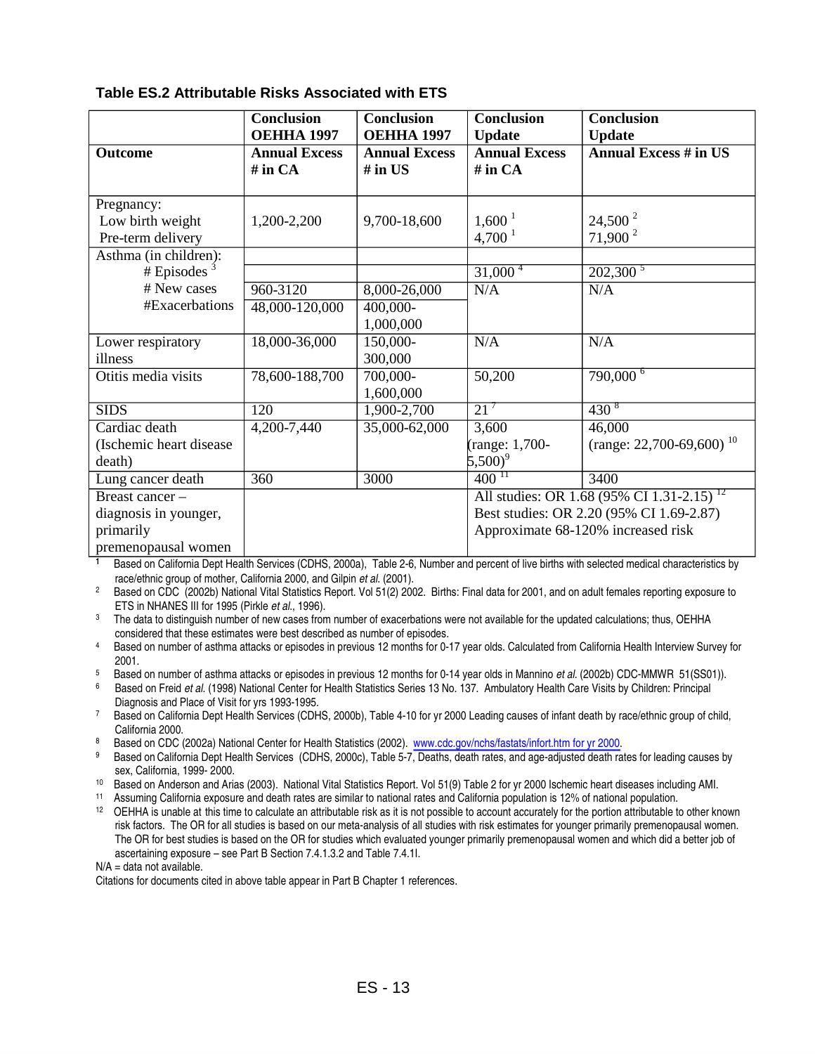### Table ES.2 Attributable Risks Associated with ETS

| | Conclusion OEHHA 1997 | Conclusion OEHHA 1997 | Conclusion Update | Conclusion Update |
|---|---|---|---|---|
| **Outcome** | **Annual Excess # in CA** | **Annual Excess # in US** | **Annual Excess # in CA** | **Annual Excess # in US** |
| Pregnancy: Low birth weight | 1,200-2,200 | 9,700-18,600 | 1,600 [1] | 24,500 [2] |
| Pre-term delivery | | | 4,700 [1] | 71,900 [2] |
| Asthma (in children): | | | | |
| # Episodes [3] | | | 31,000 [4] | 202,300 [5] |
| # New cases | 960-3120 | 8,000-26,000 | N/A | N/A |
| #Exacerbations | 48,000-120,000 | 400,000-1,000,000 | | |
| Lower respiratory illness | 18,000-36,000 | 150,000-300,000 | N/A | N/A |
| Otitis media visits | 78,600-188,700 | 700,000-1,600,000 | 50,200 | 790,000 [6] |
| SIDS | 120 | 1,900-2,700 | 21 [7] | 430 [8] |
| Cardiac death (Ischemic heart disease death) | 4,200-7,440 | 35,000-62,000 | 3,600 (range: 1,700-5,500)[9] | 46,000 (range: 22,700-69,600) [10] |
| Lung cancer death | 360 | 3000 | 400 [11] | 3400 |
| Breast cancer – diagnosis in younger, primarily premenopausal women | | | All studies: OR 1.68 (95% CI 1.31-2.15) [12] Best studies: OR 2.20 (95% CI 1.69-2.87) Approximate 68-120% increased risk | |

1 Based on California Dept Health Services (CDHS, 2000a), Table 2-6, Number and percent of live births with selected medical characteristics by race/ethnic group of mother, California 2000, and Gilpin *et al.* (2001).

2 Based on CDC (2002b) National Vital Statistics Report. Vol 51(2) 2002. Births: Final data for 2001, and on adult females reporting exposure to ETS in NHANES III for 1995 (Pirkle *et al.*, 1996).

3 The data to distinguish number of new cases from number of exacerbations were not available for the updated calculations; thus, OEHHA considered that these estimates were best described as number of episodes.

4 Based on number of asthma attacks or episodes in previous 12 months for 0-17 year olds. Calculated from California Health Interview Survey for 2001.

5 Based on number of asthma attacks or episodes in previous 12 months for 0-14 year olds in Mannino *et al.* (2002b) CDC-MMWR 51(SS01)).

6 Based on Freid *et al.* (1998) National Center for Health Statistics Series 13 No. 137. Ambulatory Health Care Visits by Children: Principal Diagnosis and Place of Visit for yrs 1993-1995.

7 Based on California Dept Health Services (CDHS, 2000b), Table 4-10 for yr 2000 Leading causes of infant death by race/ethnic group of child, California 2000.

8 Based on CDC (2002a) National Center for Health Statistics (2002). www.cdc.gov/nchs/fastats/infort.htm for yr 2000.

9 Based on California Dept Health Services (CDHS, 2000c), Table 5-7, Deaths, death rates, and age-adjusted death rates for leading causes by sex, California, 1999- 2000.

10 Based on Anderson and Arias (2003). National Vital Statistics Report. Vol 51(9) Table 2 for yr 2000 Ischemic heart diseases including AMI.

11 Assuming California exposure and death rates are similar to national rates and California population is 12% of national population.

12 OEHHA is unable at this time to calculate an attributable risk as it is not possible to account accurately for the portion attributable to other known risk factors. The OR for all studies is based on our meta-analysis of all studies with risk estimates for younger primarily premenopausal women. The OR for best studies is based on the OR for studies which evaluated younger primarily premenopausal women and which did a better job of ascertaining exposure – see Part B Section 7.4.1.3.2 and Table 7.4.1I.

N/A = data not available.

Citations for documents cited in above table appear in Part B Chapter 1 references.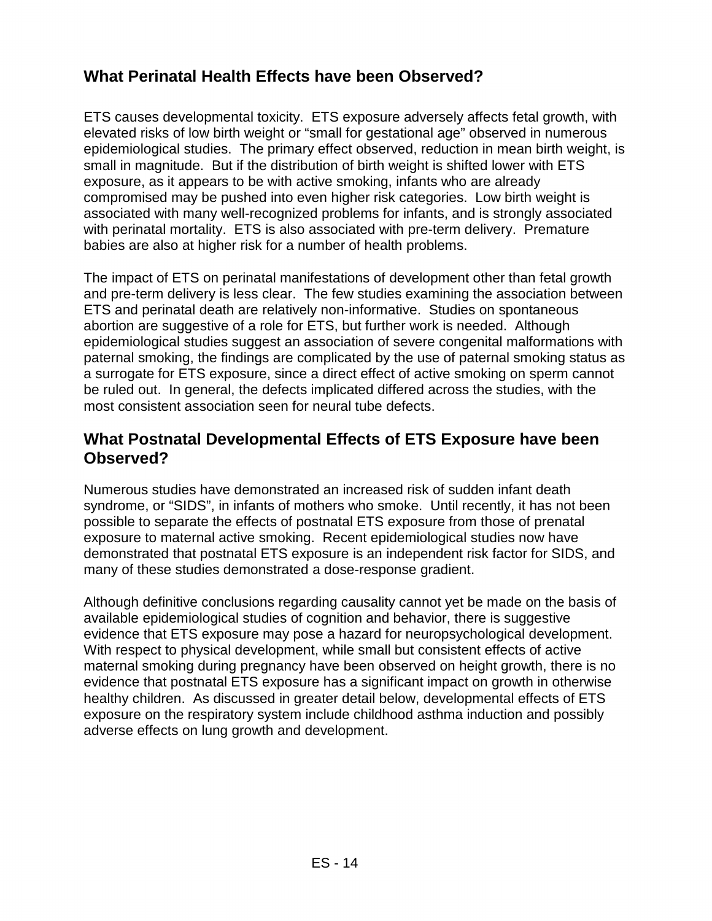## What Perinatal Health Effects have been Observed?

ETS causes developmental toxicity. ETS exposure adversely affects fetal growth, with elevated risks of low birth weight or "small for gestational age" observed in numerous epidemiological studies. The primary effect observed, reduction in mean birth weight, is small in magnitude. But if the distribution of birth weight is shifted lower with ETS exposure, as it appears to be with active smoking, infants who are already compromised may be pushed into even higher risk categories. Low birth weight is associated with many well-recognized problems for infants, and is strongly associated with perinatal mortality. ETS is also associated with pre-term delivery. Premature babies are also at higher risk for a number of health problems.

The impact of ETS on perinatal manifestations of development other than fetal growth and pre-term delivery is less clear. The few studies examining the association between ETS and perinatal death are relatively non-informative. Studies on spontaneous abortion are suggestive of a role for ETS, but further work is needed. Although epidemiological studies suggest an association of severe congenital malformations with paternal smoking, the findings are complicated by the use of paternal smoking status as a surrogate for ETS exposure, since a direct effect of active smoking on sperm cannot be ruled out. In general, the defects implicated differed across the studies, with the most consistent association seen for neural tube defects.

## What Postnatal Developmental Effects of ETS Exposure have been Observed?

Numerous studies have demonstrated an increased risk of sudden infant death syndrome, or "SIDS", in infants of mothers who smoke. Until recently, it has not been possible to separate the effects of postnatal ETS exposure from those of prenatal exposure to maternal active smoking. Recent epidemiological studies now have demonstrated that postnatal ETS exposure is an independent risk factor for SIDS, and many of these studies demonstrated a dose-response gradient.

Although definitive conclusions regarding causality cannot yet be made on the basis of available epidemiological studies of cognition and behavior, there is suggestive evidence that ETS exposure may pose a hazard for neuropsychological development. With respect to physical development, while small but consistent effects of active maternal smoking during pregnancy have been observed on height growth, there is no evidence that postnatal ETS exposure has a significant impact on growth in otherwise healthy children. As discussed in greater detail below, developmental effects of ETS exposure on the respiratory system include childhood asthma induction and possibly adverse effects on lung growth and development.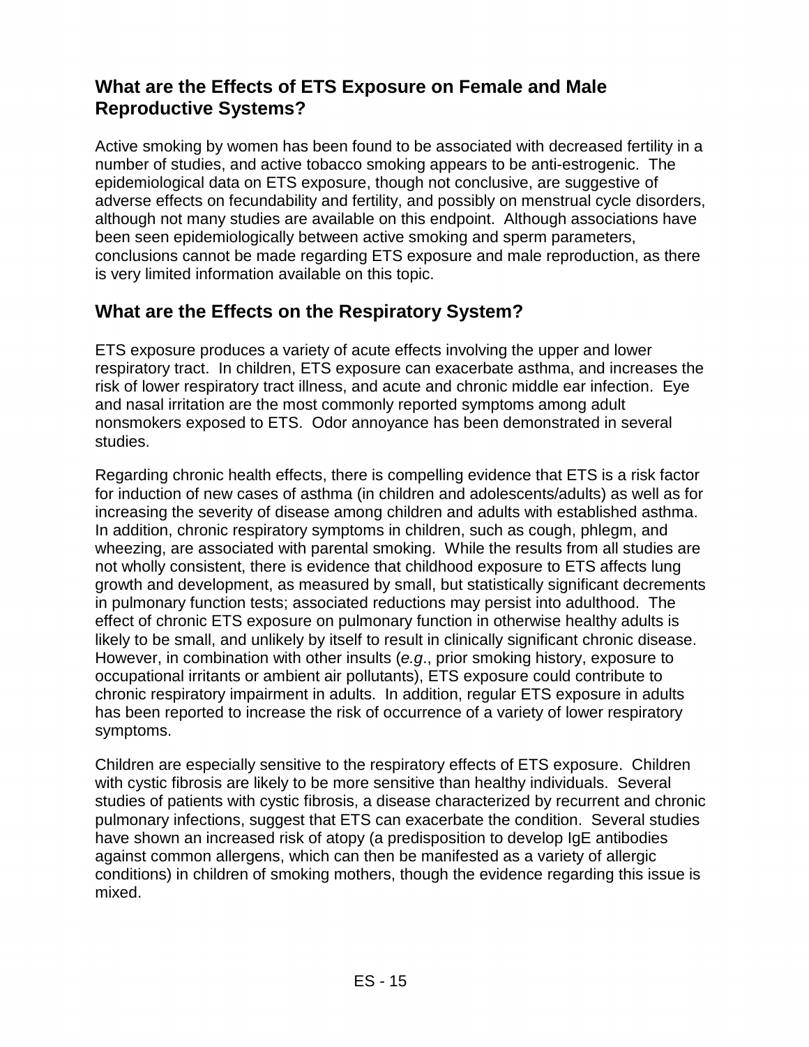## What are the Effects of ETS Exposure on Female and Male Reproductive Systems?

Active smoking by women has been found to be associated with decreased fertility in a number of studies, and active tobacco smoking appears to be anti-estrogenic. The epidemiological data on ETS exposure, though not conclusive, are suggestive of adverse effects on fecundability and fertility, and possibly on menstrual cycle disorders, although not many studies are available on this endpoint. Although associations have been seen epidemiologically between active smoking and sperm parameters, conclusions cannot be made regarding ETS exposure and male reproduction, as there is very limited information available on this topic.

## What are the Effects on the Respiratory System?

ETS exposure produces a variety of acute effects involving the upper and lower respiratory tract. In children, ETS exposure can exacerbate asthma, and increases the risk of lower respiratory tract illness, and acute and chronic middle ear infection. Eye and nasal irritation are the most commonly reported symptoms among adult nonsmokers exposed to ETS. Odor annoyance has been demonstrated in several studies.

Regarding chronic health effects, there is compelling evidence that ETS is a risk factor for induction of new cases of asthma (in children and adolescents/adults) as well as for increasing the severity of disease among children and adults with established asthma. In addition, chronic respiratory symptoms in children, such as cough, phlegm, and wheezing, are associated with parental smoking. While the results from all studies are not wholly consistent, there is evidence that childhood exposure to ETS affects lung growth and development, as measured by small, but statistically significant decrements in pulmonary function tests; associated reductions may persist into adulthood. The effect of chronic ETS exposure on pulmonary function in otherwise healthy adults is likely to be small, and unlikely by itself to result in clinically significant chronic disease. However, in combination with other insults (*e.g*., prior smoking history, exposure to occupational irritants or ambient air pollutants), ETS exposure could contribute to chronic respiratory impairment in adults. In addition, regular ETS exposure in adults has been reported to increase the risk of occurrence of a variety of lower respiratory symptoms.

Children are especially sensitive to the respiratory effects of ETS exposure. Children with cystic fibrosis are likely to be more sensitive than healthy individuals. Several studies of patients with cystic fibrosis, a disease characterized by recurrent and chronic pulmonary infections, suggest that ETS can exacerbate the condition. Several studies have shown an increased risk of atopy (a predisposition to develop IgE antibodies against common allergens, which can then be manifested as a variety of allergic conditions) in children of smoking mothers, though the evidence regarding this issue is mixed.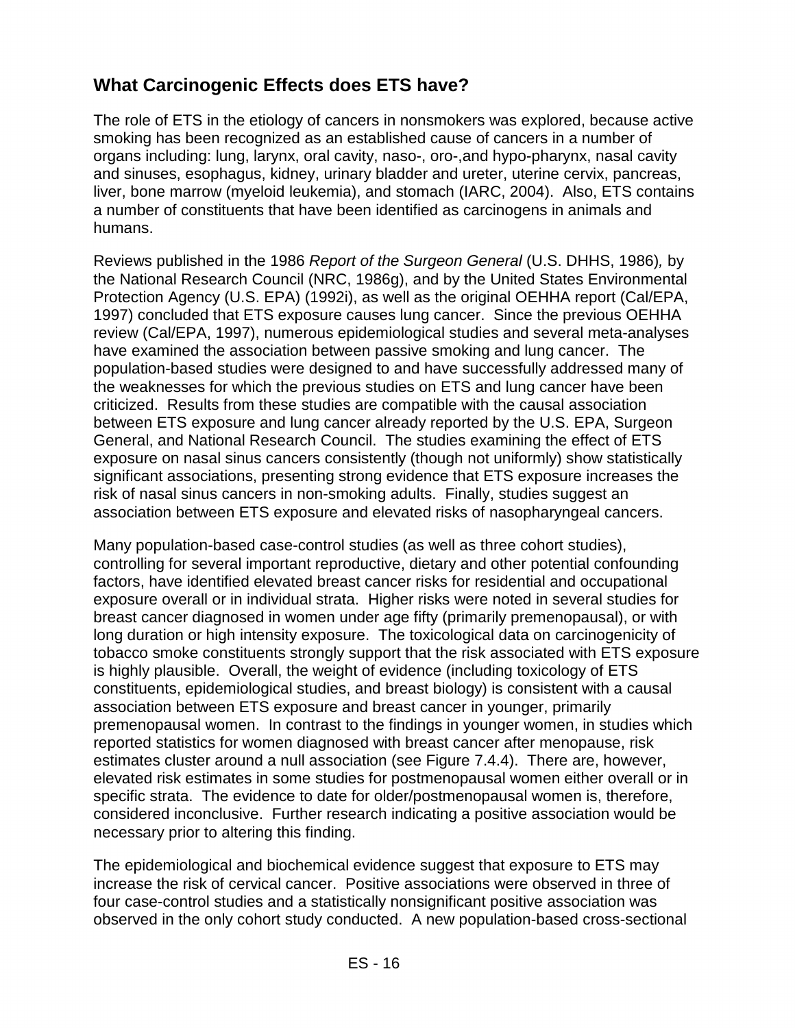## What Carcinogenic Effects does ETS have?

The role of ETS in the etiology of cancers in nonsmokers was explored, because active smoking has been recognized as an established cause of cancers in a number of organs including: lung, larynx, oral cavity, naso-, oro-,and hypo-pharynx, nasal cavity and sinuses, esophagus, kidney, urinary bladder and ureter, uterine cervix, pancreas, liver, bone marrow (myeloid leukemia), and stomach (IARC, 2004). Also, ETS contains a number of constituents that have been identified as carcinogens in animals and humans.

Reviews published in the 1986 *Report of the Surgeon General* (U.S. DHHS, 1986)*,* by the National Research Council (NRC, 1986g), and by the United States Environmental Protection Agency (U.S. EPA) (1992i), as well as the original OEHHA report (Cal/EPA, 1997) concluded that ETS exposure causes lung cancer. Since the previous OEHHA review (Cal/EPA, 1997), numerous epidemiological studies and several meta-analyses have examined the association between passive smoking and lung cancer. The population-based studies were designed to and have successfully addressed many of the weaknesses for which the previous studies on ETS and lung cancer have been criticized. Results from these studies are compatible with the causal association between ETS exposure and lung cancer already reported by the U.S. EPA, Surgeon General, and National Research Council. The studies examining the effect of ETS exposure on nasal sinus cancers consistently (though not uniformly) show statistically significant associations, presenting strong evidence that ETS exposure increases the risk of nasal sinus cancers in non-smoking adults. Finally, studies suggest an association between ETS exposure and elevated risks of nasopharyngeal cancers.

Many population-based case-control studies (as well as three cohort studies), controlling for several important reproductive, dietary and other potential confounding factors, have identified elevated breast cancer risks for residential and occupational exposure overall or in individual strata. Higher risks were noted in several studies for breast cancer diagnosed in women under age fifty (primarily premenopausal), or with long duration or high intensity exposure. The toxicological data on carcinogenicity of tobacco smoke constituents strongly support that the risk associated with ETS exposure is highly plausible. Overall, the weight of evidence (including toxicology of ETS constituents, epidemiological studies, and breast biology) is consistent with a causal association between ETS exposure and breast cancer in younger, primarily premenopausal women. In contrast to the findings in younger women, in studies which reported statistics for women diagnosed with breast cancer after menopause, risk estimates cluster around a null association (see Figure 7.4.4). There are, however, elevated risk estimates in some studies for postmenopausal women either overall or in specific strata. The evidence to date for older/postmenopausal women is, therefore, considered inconclusive. Further research indicating a positive association would be necessary prior to altering this finding.

The epidemiological and biochemical evidence suggest that exposure to ETS may increase the risk of cervical cancer. Positive associations were observed in three of four case-control studies and a statistically nonsignificant positive association was observed in the only cohort study conducted. A new population-based cross-sectional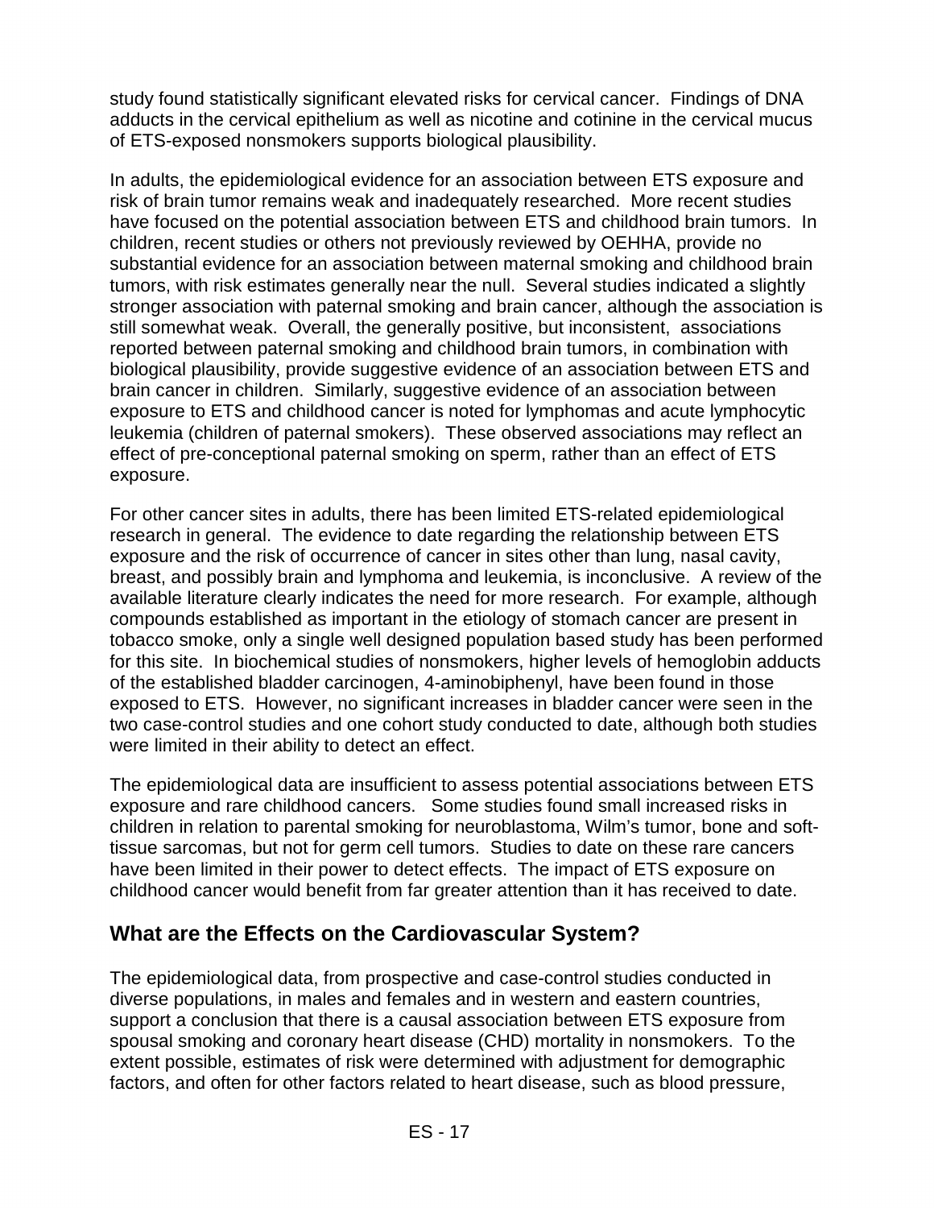study found statistically significant elevated risks for cervical cancer. Findings of DNA adducts in the cervical epithelium as well as nicotine and cotinine in the cervical mucus of ETS-exposed nonsmokers supports biological plausibility.

In adults, the epidemiological evidence for an association between ETS exposure and risk of brain tumor remains weak and inadequately researched. More recent studies have focused on the potential association between ETS and childhood brain tumors. In children, recent studies or others not previously reviewed by OEHHA, provide no substantial evidence for an association between maternal smoking and childhood brain tumors, with risk estimates generally near the null. Several studies indicated a slightly stronger association with paternal smoking and brain cancer, although the association is still somewhat weak. Overall, the generally positive, but inconsistent, associations reported between paternal smoking and childhood brain tumors, in combination with biological plausibility, provide suggestive evidence of an association between ETS and brain cancer in children. Similarly, suggestive evidence of an association between exposure to ETS and childhood cancer is noted for lymphomas and acute lymphocytic leukemia (children of paternal smokers). These observed associations may reflect an effect of pre-conceptional paternal smoking on sperm, rather than an effect of ETS exposure.

For other cancer sites in adults, there has been limited ETS-related epidemiological research in general. The evidence to date regarding the relationship between ETS exposure and the risk of occurrence of cancer in sites other than lung, nasal cavity, breast, and possibly brain and lymphoma and leukemia, is inconclusive. A review of the available literature clearly indicates the need for more research. For example, although compounds established as important in the etiology of stomach cancer are present in tobacco smoke, only a single well designed population based study has been performed for this site. In biochemical studies of nonsmokers, higher levels of hemoglobin adducts of the established bladder carcinogen, 4-aminobiphenyl, have been found in those exposed to ETS. However, no significant increases in bladder cancer were seen in the two case-control studies and one cohort study conducted to date, although both studies were limited in their ability to detect an effect.

The epidemiological data are insufficient to assess potential associations between ETS exposure and rare childhood cancers. Some studies found small increased risks in children in relation to parental smoking for neuroblastoma, Wilm's tumor, bone and soft-tissue sarcomas, but not for germ cell tumors. Studies to date on these rare cancers have been limited in their power to detect effects. The impact of ETS exposure on childhood cancer would benefit from far greater attention than it has received to date.

## What are the Effects on the Cardiovascular System?

The epidemiological data, from prospective and case-control studies conducted in diverse populations, in males and females and in western and eastern countries, support a conclusion that there is a causal association between ETS exposure from spousal smoking and coronary heart disease (CHD) mortality in nonsmokers. To the extent possible, estimates of risk were determined with adjustment for demographic factors, and often for other factors related to heart disease, such as blood pressure,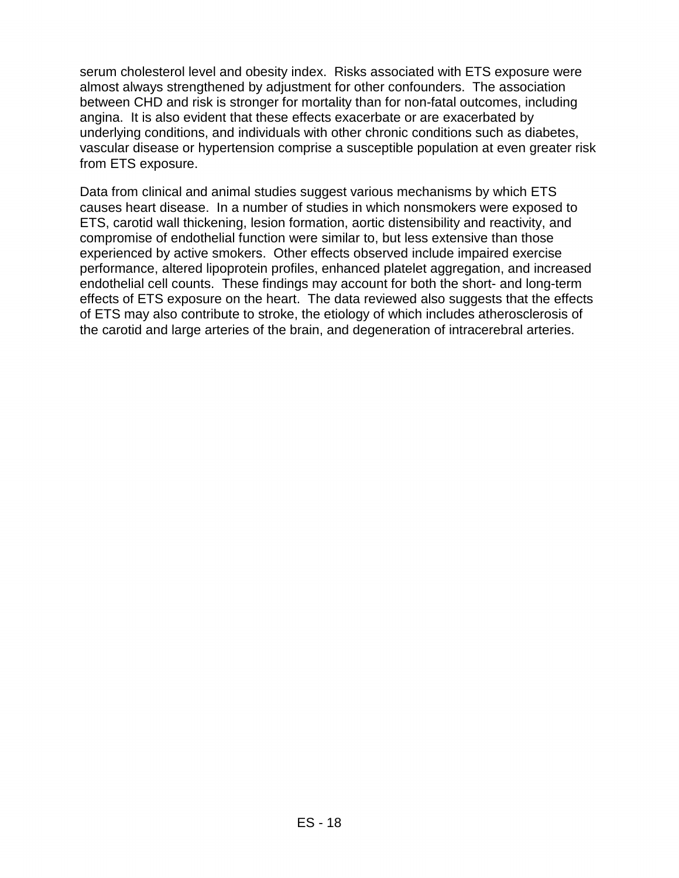serum cholesterol level and obesity index. Risks associated with ETS exposure were almost always strengthened by adjustment for other confounders. The association between CHD and risk is stronger for mortality than for non-fatal outcomes, including angina. It is also evident that these effects exacerbate or are exacerbated by underlying conditions, and individuals with other chronic conditions such as diabetes, vascular disease or hypertension comprise a susceptible population at even greater risk from ETS exposure.

Data from clinical and animal studies suggest various mechanisms by which ETS causes heart disease. In a number of studies in which nonsmokers were exposed to ETS, carotid wall thickening, lesion formation, aortic distensibility and reactivity, and compromise of endothelial function were similar to, but less extensive than those experienced by active smokers. Other effects observed include impaired exercise performance, altered lipoprotein profiles, enhanced platelet aggregation, and increased endothelial cell counts. These findings may account for both the short- and long-term effects of ETS exposure on the heart. The data reviewed also suggests that the effects of ETS may also contribute to stroke, the etiology of which includes atherosclerosis of the carotid and large arteries of the brain, and degeneration of intracerebral arteries.